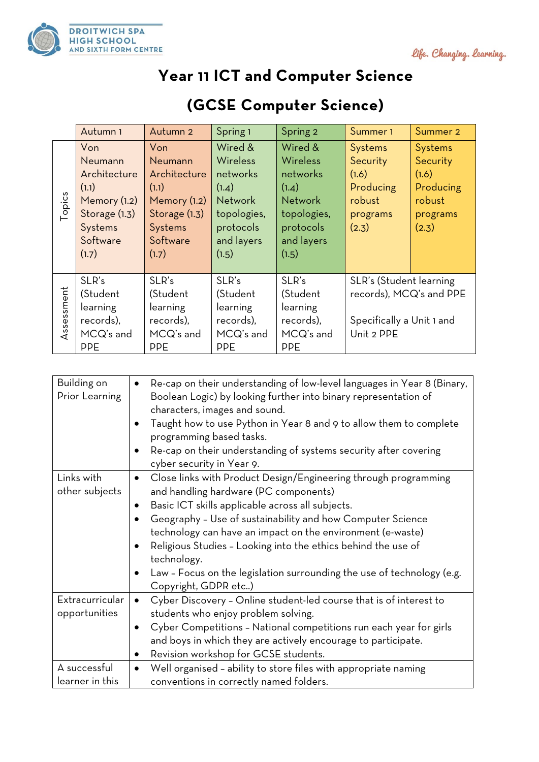# Year 11 ICT and Computer Science

# (GCSE Computer Science)

| | Autumn 1 | Autumn 2 | Spring 1 | Spring 2 | Summer 1 | Summer 2 |
|---|---|---|---|---|---|---|
| Topics | Von Neumann Architecture (1.1) Memory (1.2) Storage (1.3) Systems Software (1.7) | Von Neumann Architecture (1.1) Memory (1.2) Storage (1.3) Systems Software (1.7) | Wired & Wireless networks (1.4) Network topologies, protocols and layers (1.5) | Wired & Wireless networks (1.4) Network topologies, protocols and layers (1.5) | Systems Security (1.6) Producing robust programs (2.3) | Systems Security (1.6) Producing robust programs (2.3) |
| Assessment | SLR's (Student learning records), MCQ's and PPE | SLR's (Student learning records), MCQ's and PPE | SLR's (Student learning records), MCQ's and PPE | SLR's (Student learning records), MCQ's and PPE | SLR's (Student learning records), MCQ's and PPE<br><br>Specifically a Unit 1 and Unit 2 PPE | |

| | |
|---|---|
| Building on Prior Learning | • Re-cap on their understanding of low-level languages in Year 8 (Binary, Boolean Logic) by looking further into binary representation of characters, images and sound.<br>• Taught how to use Python in Year 8 and 9 to allow them to complete programming based tasks.<br>• Re-cap on their understanding of systems security after covering cyber security in Year 9. |
| Links with other subjects | • Close links with Product Design/Engineering through programming and handling hardware (PC components)<br>• Basic ICT skills applicable across all subjects.<br>• Geography – Use of sustainability and how Computer Science technology can have an impact on the environment (e-waste)<br>• Religious Studies – Looking into the ethics behind the use of technology.<br>• Law – Focus on the legislation surrounding the use of technology (e.g. Copyright, GDPR etc..) |
| Extracurricular opportunities | • Cyber Discovery – Online student-led course that is of interest to students who enjoy problem solving.<br>• Cyber Competitions – National competitions run each year for girls and boys in which they are actively encourage to participate.<br>• Revision workshop for GCSE students. |
| A successful learner in this | • Well organised – ability to store files with appropriate naming conventions in correctly named folders. |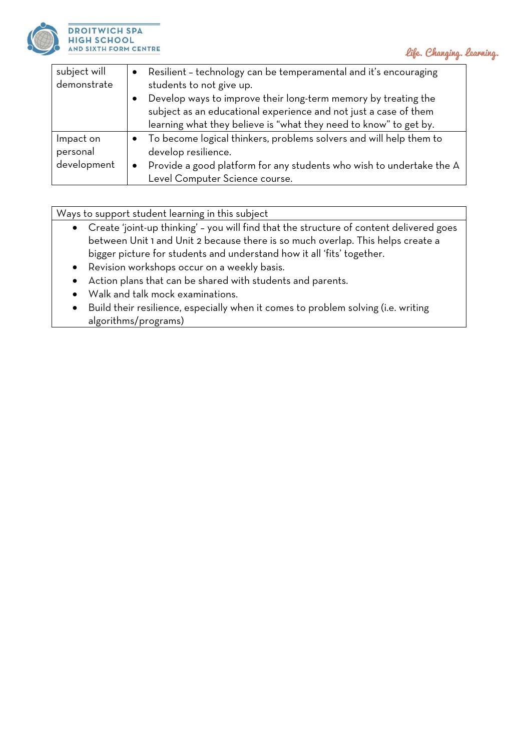| | |
|---|---|
| subject will demonstrate | • Resilient – technology can be temperamental and it's encouraging students to not give up.<br>• Develop ways to improve their long-term memory by treating the subject as an educational experience and not just a case of them learning what they believe is "what they need to know" to get by. |
| Impact on personal development | • To become logical thinkers, problems solvers and will help them to develop resilience.<br>• Provide a good platform for any students who wish to undertake the A Level Computer Science course. |

| Ways to support student learning in this subject |
|---|
| • Create 'joint-up thinking' – you will find that the structure of content delivered goes between Unit 1 and Unit 2 because there is so much overlap. This helps create a bigger picture for students and understand how it all 'fits' together.<br>• Revision workshops occur on a weekly basis.<br>• Action plans that can be shared with students and parents.<br>• Walk and talk mock examinations.<br>• Build their resilience, especially when it comes to problem solving (i.e. writing algorithms/programs) |